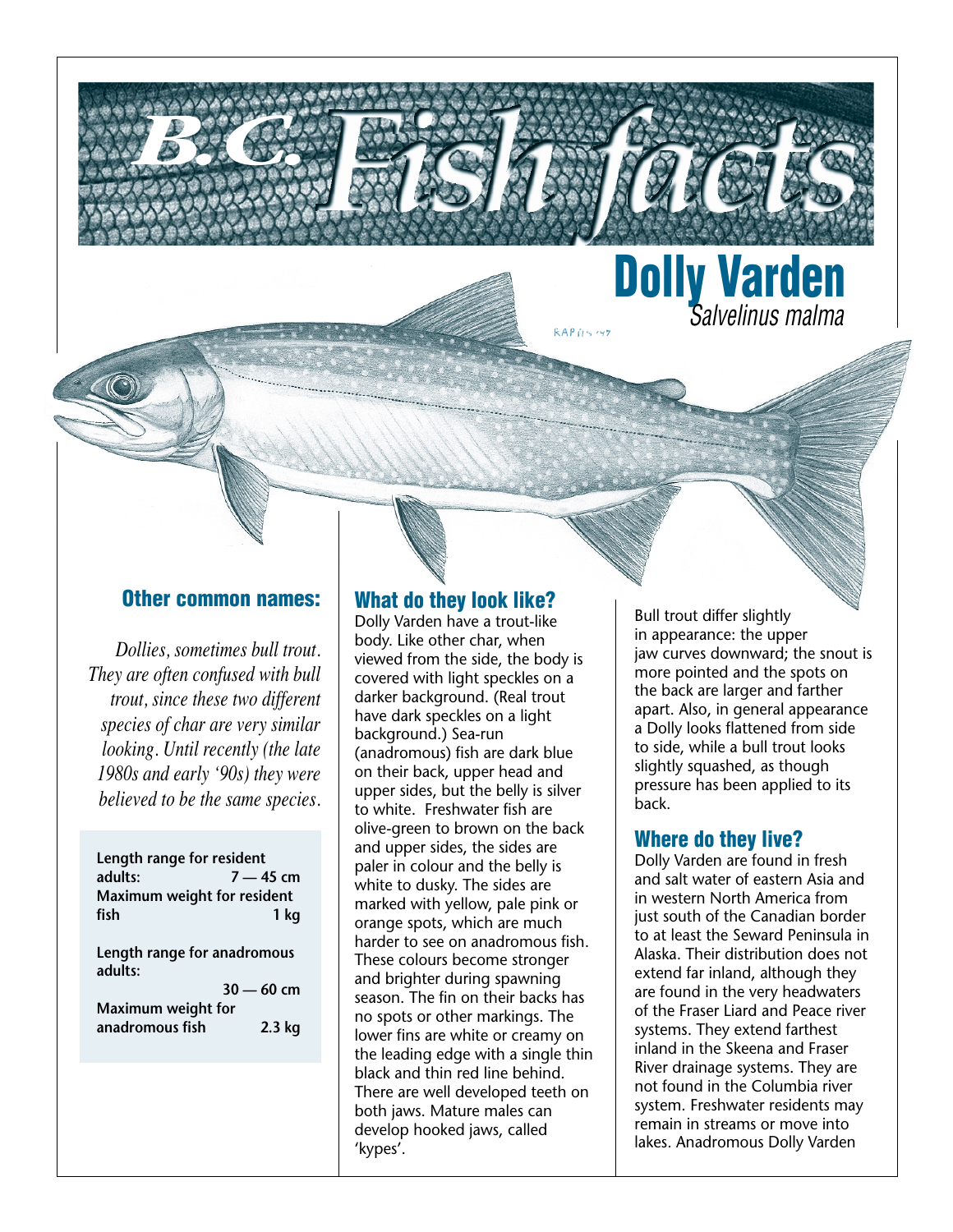# B.C. Fish facts

# Dolly Varden

*Salvelinus malma*

## Other common names:

*Dollies, sometimes bull trout. They are often confused with bull trout, since these two different species of char are very similar looking. Until recently (the late 1980s and early '90s) they were believed to be the same species.*

| | |
|---|---|
| **Length range for resident adults:** | **7 — 45 cm** |
| **Maximum weight for resident fish** | **1 kg** |
| **Length range for anadromous adults:** | **30 — 60 cm** |
| **Maximum weight for anadromous fish** | **2.3 kg** |

## What do they look like?

Dolly Varden have a trout-like body. Like other char, when viewed from the side, the body is covered with light speckles on a darker background. (Real trout have dark speckles on a light background.) Sea-run (anadromous) fish are dark blue on their back, upper head and upper sides, but the belly is silver to white. Freshwater fish are olive-green to brown on the back and upper sides, the sides are paler in colour and the belly is white to dusky. The sides are marked with yellow, pale pink or orange spots, which are much harder to see on anadromous fish. These colours become stronger and brighter during spawning season. The fin on their backs has no spots or other markings. The lower fins are white or creamy on the leading edge with a single thin black and thin red line behind. There are well developed teeth on both jaws. Mature males can develop hooked jaws, called 'kypes'.

Bull trout differ slightly in appearance: the upper jaw curves downward; the snout is more pointed and the spots on the back are larger and farther apart. Also, in general appearance a Dolly looks flattened from side to side, while a bull trout looks slightly squashed, as though pressure has been applied to its back.

## Where do they live?

Dolly Varden are found in fresh and salt water of eastern Asia and in western North America from just south of the Canadian border to at least the Seward Peninsula in Alaska. Their distribution does not extend far inland, although they are found in the very headwaters of the Fraser Liard and Peace river systems. They extend farthest inland in the Skeena and Fraser River drainage systems. They are not found in the Columbia river system. Freshwater residents may remain in streams or move into lakes. Anadromous Dolly Varden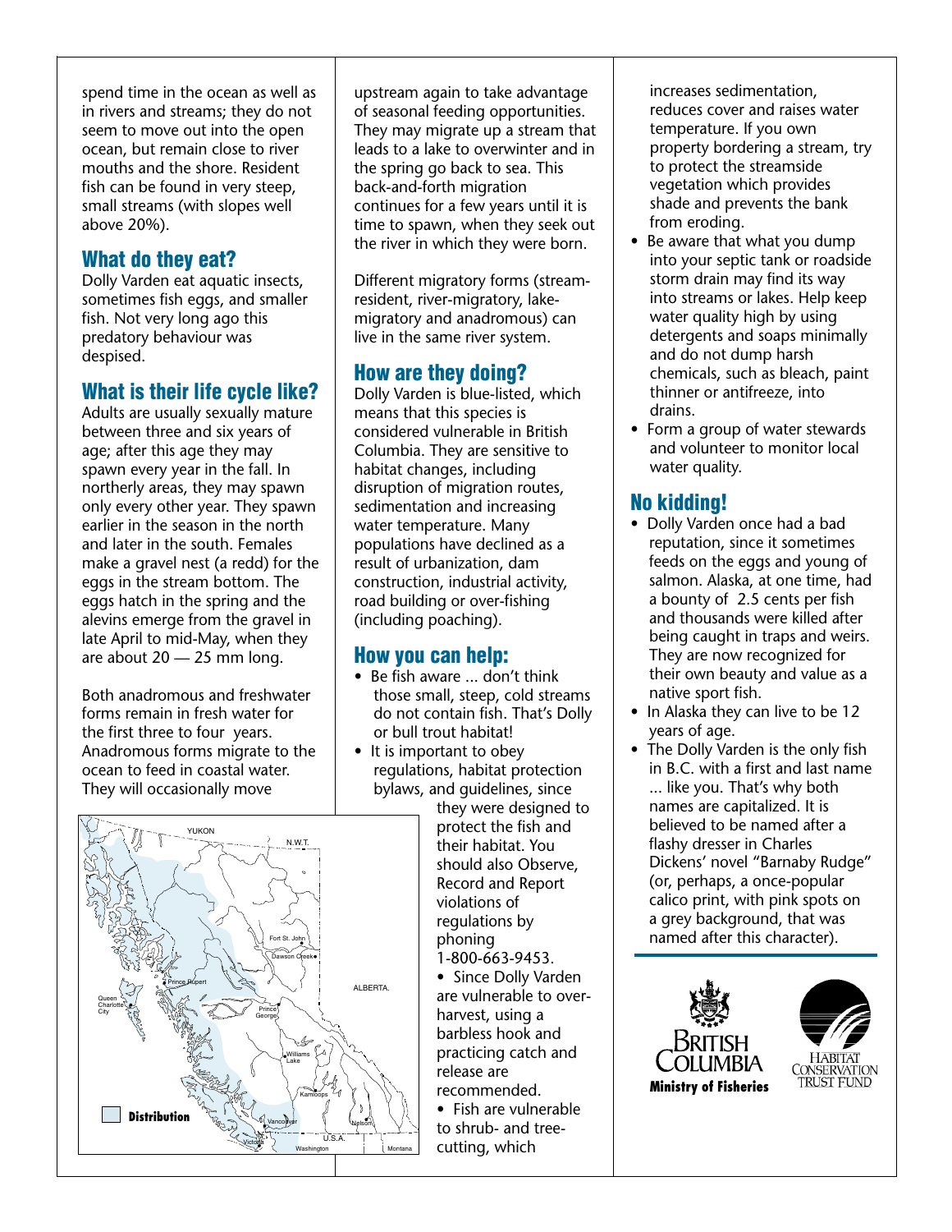spend time in the ocean as well as in rivers and streams; they do not seem to move out into the open ocean, but remain close to river mouths and the shore. Resident fish can be found in very steep, small streams (with slopes well above 20%).

## What do they eat?

Dolly Varden eat aquatic insects, sometimes fish eggs, and smaller fish. Not very long ago this predatory behaviour was despised.

## What is their life cycle like?

Adults are usually sexually mature between three and six years of age; after this age they may spawn every year in the fall. In northerly areas, they may spawn only every other year. They spawn earlier in the season in the north and later in the south. Females make a gravel nest (a redd) for the eggs in the stream bottom. The eggs hatch in the spring and the alevins emerge from the gravel in late April to mid-May, when they are about 20 — 25 mm long.

Both anadromous and freshwater forms remain in fresh water for the first three to four years. Anadromous forms migrate to the ocean to feed in coastal water. They will occasionally move upstream again to take advantage of seasonal feeding opportunities. They may migrate up a stream that leads to a lake to overwinter and in the spring go back to sea. This back-and-forth migration continues for a few years until it is time to spawn, when they seek out the river in which they were born.

Different migratory forms (stream-resident, river-migratory, lake-migratory and anadromous) can live in the same river system.

YUKON
N.W.T.
Fort St. John
Dawson Creek
Prince Rupert
ALBERTA.
Queen Charlotte City
Prince George
Williams Lake
Kamloops
Distribution
Vancouver
Nelson
Victoria
U.S.A.
Washington
Montana

## How are they doing?

Dolly Varden is blue-listed, which means that this species is considered vulnerable in British Columbia. They are sensitive to habitat changes, including disruption of migration routes, sedimentation and increasing water temperature. Many populations have declined as a result of urbanization, dam construction, industrial activity, road building or over-fishing (including poaching).

## How you can help:

- Be fish aware ... don't think those small, steep, cold streams do not contain fish. That's Dolly or bull trout habitat!
- It is important to obey regulations, habitat protection bylaws, and guidelines, since they were designed to protect the fish and their habitat. You should also Observe, Record and Report violations of regulations by phoning 1-800-663-9453.
- Since Dolly Varden are vulnerable to over-harvest, using a barbless hook and practicing catch and release are recommended.
- Fish are vulnerable to shrub- and tree-cutting, which increases sedimentation, reduces cover and raises water temperature. If you own property bordering a stream, try to protect the streamside vegetation which provides shade and prevents the bank from eroding.
- Be aware that what you dump into your septic tank or roadside storm drain may find its way into streams or lakes. Help keep water quality high by using detergents and soaps minimally and do not dump harsh chemicals, such as bleach, paint thinner or antifreeze, into drains.
- Form a group of water stewards and volunteer to monitor local water quality.

## No kidding!

- Dolly Varden once had a bad reputation, since it sometimes feeds on the eggs and young of salmon. Alaska, at one time, had a bounty of 2.5 cents per fish and thousands were killed after being caught in traps and weirs. They are now recognized for their own beauty and value as a native sport fish.
- In Alaska they can live to be 12 years of age.
- The Dolly Varden is the only fish in B.C. with a first and last name ... like you. That's why both names are capitalized. It is believed to be named after a flashy dresser in Charles Dickens' novel "Barnaby Rudge" (or, perhaps, a once-popular calico print, with pink spots on a grey background, that was named after this character).

British Columbia
**Ministry of Fisheries**

Habitat Conservation Trust Fund